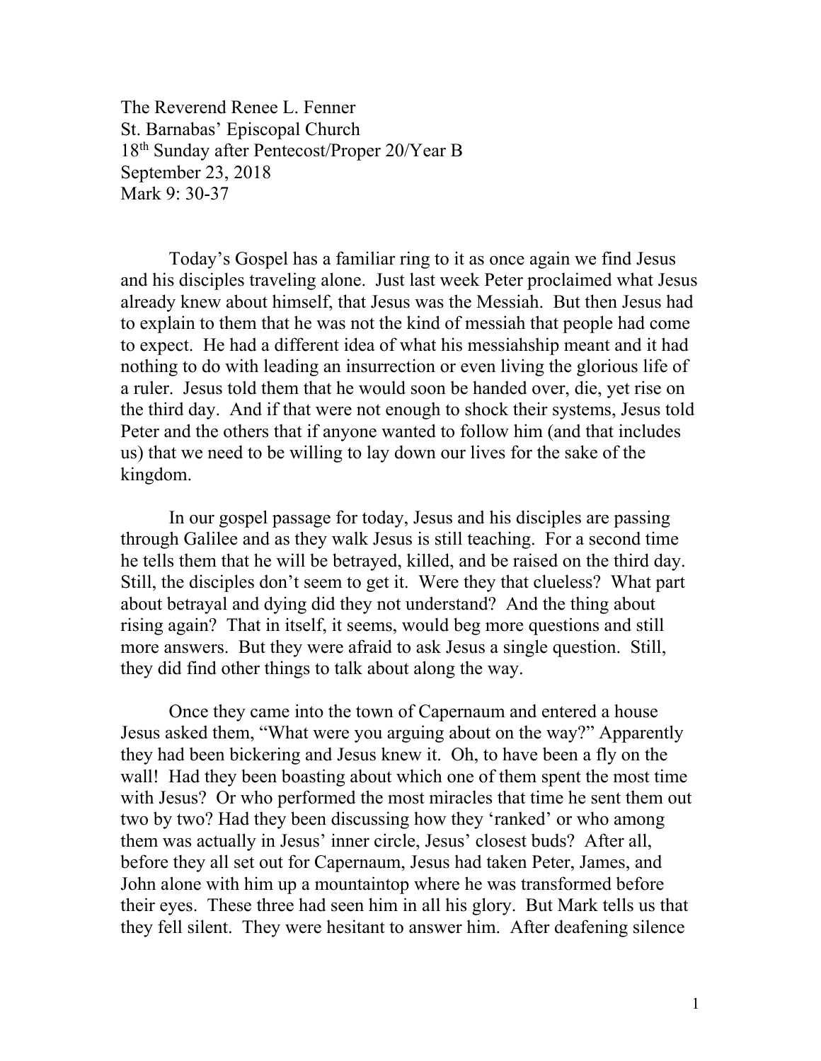The Reverend Renee L. Fenner
St. Barnabas' Episcopal Church
18th Sunday after Pentecost/Proper 20/Year B
September 23, 2018
Mark 9: 30-37

Today's Gospel has a familiar ring to it as once again we find Jesus and his disciples traveling alone. Just last week Peter proclaimed what Jesus already knew about himself, that Jesus was the Messiah. But then Jesus had to explain to them that he was not the kind of messiah that people had come to expect. He had a different idea of what his messiahship meant and it had nothing to do with leading an insurrection or even living the glorious life of a ruler. Jesus told them that he would soon be handed over, die, yet rise on the third day. And if that were not enough to shock their systems, Jesus told Peter and the others that if anyone wanted to follow him (and that includes us) that we need to be willing to lay down our lives for the sake of the kingdom.

In our gospel passage for today, Jesus and his disciples are passing through Galilee and as they walk Jesus is still teaching. For a second time he tells them that he will be betrayed, killed, and be raised on the third day. Still, the disciples don't seem to get it. Were they that clueless? What part about betrayal and dying did they not understand? And the thing about rising again? That in itself, it seems, would beg more questions and still more answers. But they were afraid to ask Jesus a single question. Still, they did find other things to talk about along the way.

Once they came into the town of Capernaum and entered a house Jesus asked them, "What were you arguing about on the way?" Apparently they had been bickering and Jesus knew it. Oh, to have been a fly on the wall! Had they been boasting about which one of them spent the most time with Jesus? Or who performed the most miracles that time he sent them out two by two? Had they been discussing how they 'ranked' or who among them was actually in Jesus' inner circle, Jesus' closest buds? After all, before they all set out for Capernaum, Jesus had taken Peter, James, and John alone with him up a mountaintop where he was transformed before their eyes. These three had seen him in all his glory. But Mark tells us that they fell silent. They were hesitant to answer him. After deafening silence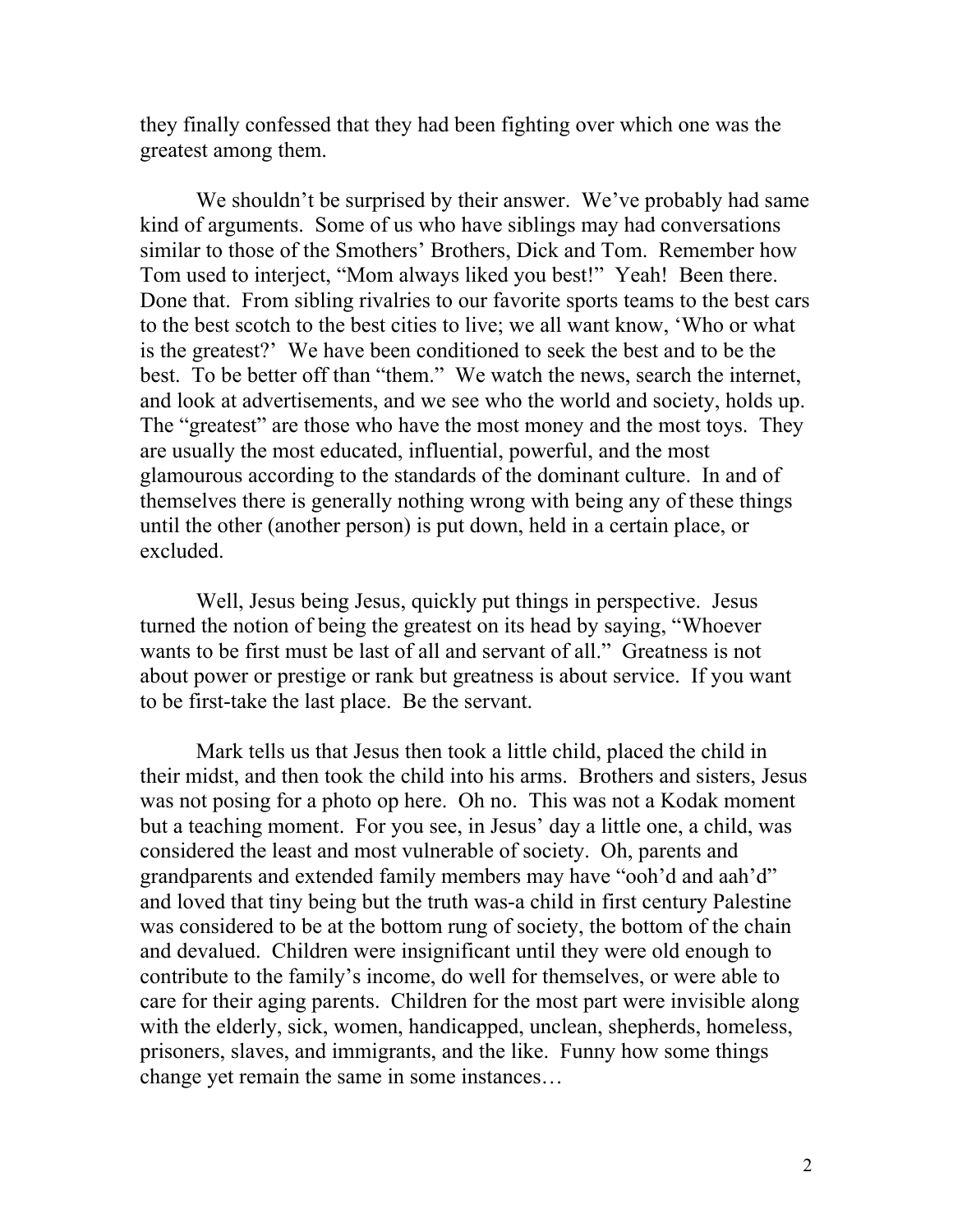they finally confessed that they had been fighting over which one was the greatest among them.

We shouldn't be surprised by their answer. We've probably had same kind of arguments. Some of us who have siblings may had conversations similar to those of the Smothers' Brothers, Dick and Tom. Remember how Tom used to interject, "Mom always liked you best!" Yeah! Been there. Done that. From sibling rivalries to our favorite sports teams to the best cars to the best scotch to the best cities to live; we all want know, 'Who or what is the greatest?' We have been conditioned to seek the best and to be the best. To be better off than "them." We watch the news, search the internet, and look at advertisements, and we see who the world and society, holds up. The "greatest" are those who have the most money and the most toys. They are usually the most educated, influential, powerful, and the most glamourous according to the standards of the dominant culture. In and of themselves there is generally nothing wrong with being any of these things until the other (another person) is put down, held in a certain place, or excluded.

Well, Jesus being Jesus, quickly put things in perspective. Jesus turned the notion of being the greatest on its head by saying, "Whoever wants to be first must be last of all and servant of all." Greatness is not about power or prestige or rank but greatness is about service. If you want to be first-take the last place. Be the servant.

Mark tells us that Jesus then took a little child, placed the child in their midst, and then took the child into his arms. Brothers and sisters, Jesus was not posing for a photo op here. Oh no. This was not a Kodak moment but a teaching moment. For you see, in Jesus' day a little one, a child, was considered the least and most vulnerable of society. Oh, parents and grandparents and extended family members may have "ooh'd and aah'd" and loved that tiny being but the truth was-a child in first century Palestine was considered to be at the bottom rung of society, the bottom of the chain and devalued. Children were insignificant until they were old enough to contribute to the family's income, do well for themselves, or were able to care for their aging parents. Children for the most part were invisible along with the elderly, sick, women, handicapped, unclean, shepherds, homeless, prisoners, slaves, and immigrants, and the like. Funny how some things change yet remain the same in some instances…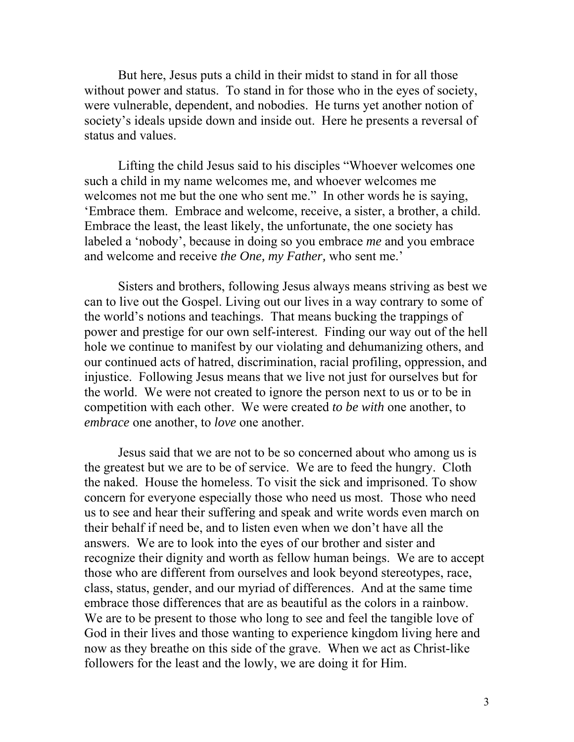But here, Jesus puts a child in their midst to stand in for all those without power and status. To stand in for those who in the eyes of society, were vulnerable, dependent, and nobodies. He turns yet another notion of society's ideals upside down and inside out. Here he presents a reversal of status and values.

Lifting the child Jesus said to his disciples "Whoever welcomes one such a child in my name welcomes me, and whoever welcomes me welcomes not me but the one who sent me." In other words he is saying, 'Embrace them. Embrace and welcome, receive, a sister, a brother, a child. Embrace the least, the least likely, the unfortunate, the one society has labeled a 'nobody', because in doing so you embrace *me* and you embrace and welcome and receive *the One, my Father,* who sent me.'

Sisters and brothers, following Jesus always means striving as best we can to live out the Gospel. Living out our lives in a way contrary to some of the world's notions and teachings. That means bucking the trappings of power and prestige for our own self-interest. Finding our way out of the hell hole we continue to manifest by our violating and dehumanizing others, and our continued acts of hatred, discrimination, racial profiling, oppression, and injustice. Following Jesus means that we live not just for ourselves but for the world. We were not created to ignore the person next to us or to be in competition with each other. We were created *to be with* one another, to *embrace* one another, to *love* one another.

Jesus said that we are not to be so concerned about who among us is the greatest but we are to be of service. We are to feed the hungry. Cloth the naked. House the homeless. To visit the sick and imprisoned. To show concern for everyone especially those who need us most. Those who need us to see and hear their suffering and speak and write words even march on their behalf if need be, and to listen even when we don't have all the answers. We are to look into the eyes of our brother and sister and recognize their dignity and worth as fellow human beings. We are to accept those who are different from ourselves and look beyond stereotypes, race, class, status, gender, and our myriad of differences. And at the same time embrace those differences that are as beautiful as the colors in a rainbow. We are to be present to those who long to see and feel the tangible love of God in their lives and those wanting to experience kingdom living here and now as they breathe on this side of the grave. When we act as Christ-like followers for the least and the lowly, we are doing it for Him.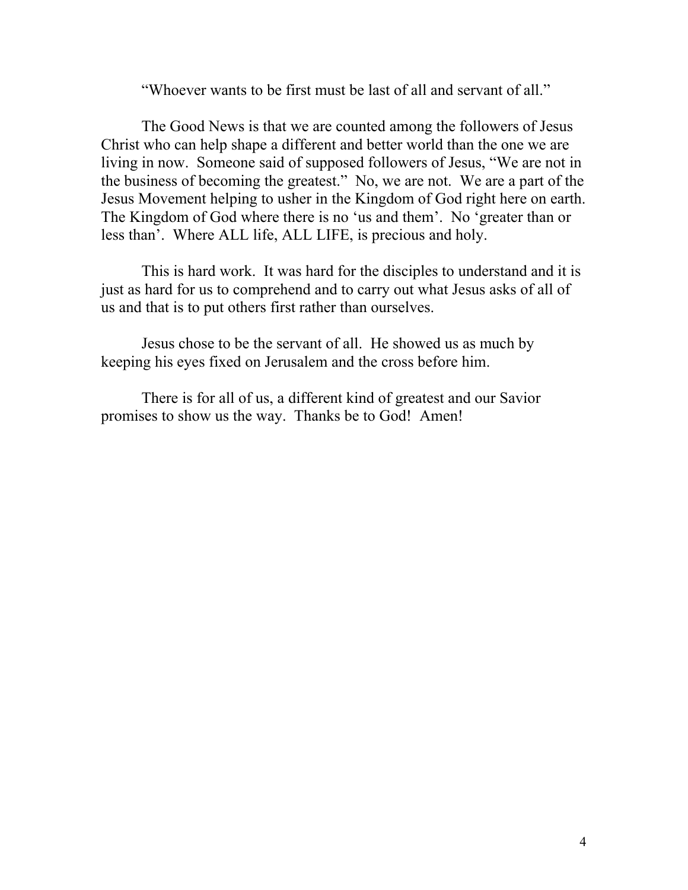"Whoever wants to be first must be last of all and servant of all."

The Good News is that we are counted among the followers of Jesus Christ who can help shape a different and better world than the one we are living in now. Someone said of supposed followers of Jesus, "We are not in the business of becoming the greatest." No, we are not. We are a part of the Jesus Movement helping to usher in the Kingdom of God right here on earth. The Kingdom of God where there is no 'us and them'. No 'greater than or less than'. Where ALL life, ALL LIFE, is precious and holy.

This is hard work. It was hard for the disciples to understand and it is just as hard for us to comprehend and to carry out what Jesus asks of all of us and that is to put others first rather than ourselves.

Jesus chose to be the servant of all. He showed us as much by keeping his eyes fixed on Jerusalem and the cross before him.

There is for all of us, a different kind of greatest and our Savior promises to show us the way. Thanks be to God! Amen!